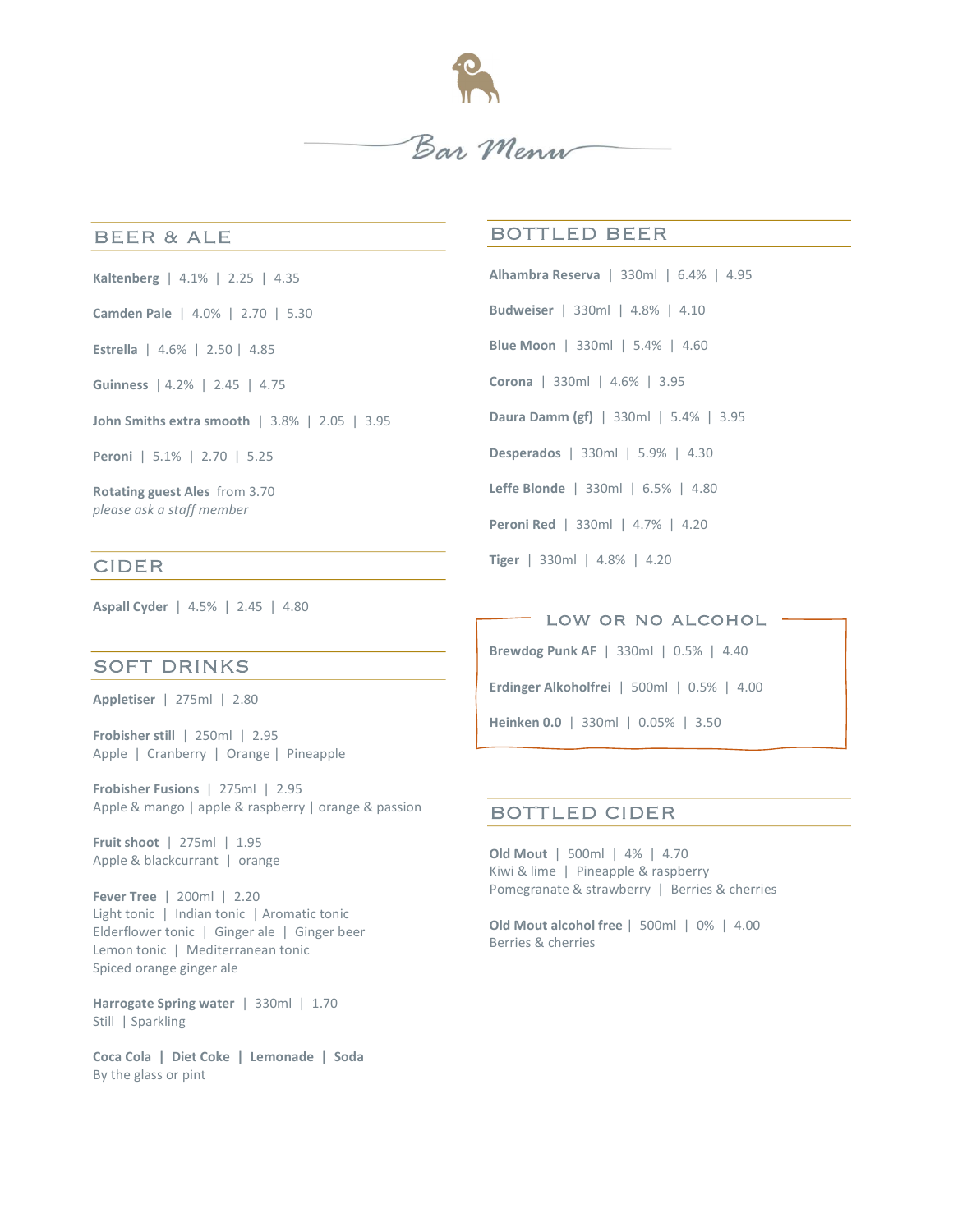# Bar Menu

## BEER & ALE

**Kaltenberg** | 4.1% | 2.25 | 4.35

**Camden Pale** | 4.0% | 2.70 | 5.30

**Estrella** | 4.6% | 2.50 | 4.85

**Guinness** | 4.2% | 2.45 | 4.75

**John Smiths extra smooth** | 3.8% | 2.05 | 3.95

**Peroni** | 5.1% | 2.70 | 5.25

**Rotating guest Ales** from 3.70
*please ask a staff member*

## CIDER

**Aspall Cyder** | 4.5% | 2.45 | 4.80

## SOFT DRINKS

**Appletiser** | 275ml | 2.80

**Frobisher still** | 250ml | 2.95
Apple | Cranberry | Orange | Pineapple

**Frobisher Fusions** | 275ml | 2.95
Apple & mango | apple & raspberry | orange & passion

**Fruit shoot** | 275ml | 1.95
Apple & blackcurrant | orange

**Fever Tree** | 200ml | 2.20
Light tonic | Indian tonic | Aromatic tonic
Elderflower tonic | Ginger ale | Ginger beer
Lemon tonic | Mediterranean tonic
Spiced orange ginger ale

**Harrogate Spring water** | 330ml | 1.70
Still | Sparkling

**Coca Cola | Diet Coke | Lemonade | Soda**
By the glass or pint

## BOTTLED BEER

**Alhambra Reserva** | 330ml | 6.4% | 4.95

**Budweiser** | 330ml | 4.8% | 4.10

**Blue Moon** | 330ml | 5.4% | 4.60

**Corona** | 330ml | 4.6% | 3.95

**Daura Damm (gf)** | 330ml | 5.4% | 3.95

**Desperados** | 330ml | 5.9% | 4.30

**Leffe Blonde** | 330ml | 6.5% | 4.80

**Peroni Red** | 330ml | 4.7% | 4.20

**Tiger** | 330ml | 4.8% | 4.20

## LOW OR NO ALCOHOL

**Brewdog Punk AF** | 330ml | 0.5% | 4.40

**Erdinger Alkoholfrei** | 500ml | 0.5% | 4.00

**Heinken 0.0** | 330ml | 0.05% | 3.50

## BOTTLED CIDER

**Old Mout** | 500ml | 4% | 4.70
Kiwi & lime | Pineapple & raspberry
Pomegranate & strawberry | Berries & cherries

**Old Mout alcohol free** | 500ml | 0% | 4.00
Berries & cherries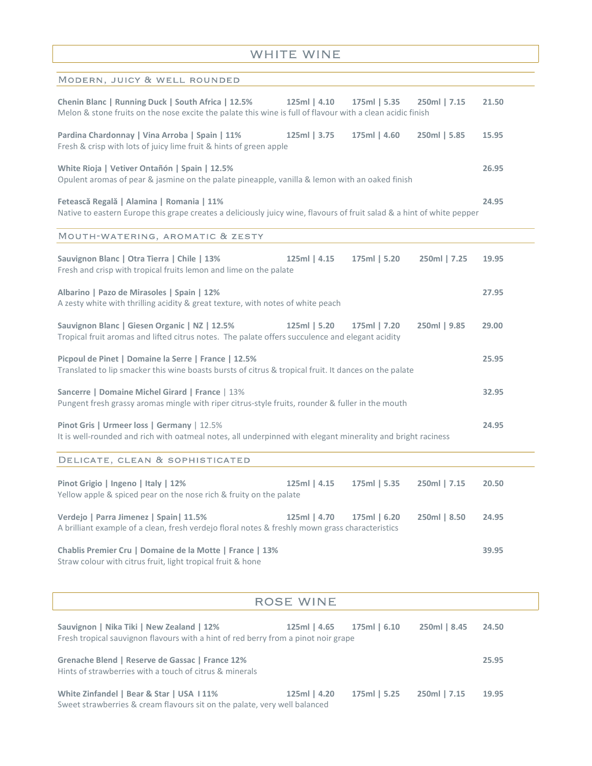# WHITE WINE

## Modern, juicy & well rounded

**Chenin Blanc | Running Duck | South Africa | 12.5%** — 125ml | 4.10 — 175ml | 5.35 — 250ml | 7.15 — **21.50**
Melon & stone fruits on the nose excite the palate this wine is full of flavour with a clean acidic finish

**Pardina Chardonnay | Vina Arroba | Spain | 11%** — 125ml | 3.75 — 175ml | 4.60 — 250ml | 5.85 — **15.95**
Fresh & crisp with lots of juicy lime fruit & hints of green apple

**White Rioja | Vetiver Ontañón | Spain | 12.5%** — **26.95**
Opulent aromas of pear & jasmine on the palate pineapple, vanilla & lemon with an oaked finish

**Fetească Regală | Alamina | Romania | 11%** — **24.95**
Native to eastern Europe this grape creates a deliciously juicy wine, flavours of fruit salad & a hint of white pepper

## Mouth-watering, aromatic & zesty

**Sauvignon Blanc | Otra Tierra | Chile | 13%** — 125ml | 4.15 — 175ml | 5.20 — 250ml | 7.25 — **19.95**
Fresh and crisp with tropical fruits lemon and lime on the palate

**Albarino | Pazo de Mirasoles | Spain | 12%** — **27.95**
A zesty white with thrilling acidity & great texture, with notes of white peach

**Sauvignon Blanc | Giesen Organic | NZ | 12.5%** — 125ml | 5.20 — 175ml | 7.20 — 250ml | 9.85 — **29.00**
Tropical fruit aromas and lifted citrus notes. The palate offers succulence and elegant acidity

**Picpoul de Pinet | Domaine la Serre | France | 12.5%** — **25.95**
Translated to lip smacker this wine boasts bursts of citrus & tropical fruit. It dances on the palate

**Sancerre | Domaine Michel Girard | France** | 13% — **32.95**
Pungent fresh grassy aromas mingle with riper citrus-style fruits, rounder & fuller in the mouth

**Pinot Gris | Urmeer loss | Germany** | 12.5% — **24.95**
It is well-rounded and rich with oatmeal notes, all underpinned with elegant minerality and bright raciness

## Delicate, clean & sophisticated

**Pinot Grigio | Ingeno | Italy | 12%** — 125ml | 4.15 — 175ml | 5.35 — 250ml | 7.15 — **20.50**
Yellow apple & spiced pear on the nose rich & fruity on the palate

**Verdejo | Parra Jimenez | Spain| 11.5%** — 125ml | 4.70 — 175ml | 6.20 — 250ml | 8.50 — **24.95**
A brilliant example of a clean, fresh verdejo floral notes & freshly mown grass characteristics

**Chablis Premier Cru | Domaine de la Motte | France | 13%** — **39.95**
Straw colour with citrus fruit, light tropical fruit & hone

# ROSE WINE

**Sauvignon | Nika Tiki | New Zealand | 12%** — 125ml | 4.65 — 175ml | 6.10 — 250ml | 8.45 — **24.50**
Fresh tropical sauvignon flavours with a hint of red berry from a pinot noir grape

**Grenache Blend | Reserve de Gassac | France 12%** — **25.95**
Hints of strawberries with a touch of citrus & minerals

**White Zinfandel | Bear & Star | USA I 11%** — 125ml | 4.20 — 175ml | 5.25 — 250ml | 7.15 — **19.95**
Sweet strawberries & cream flavours sit on the palate, very well balanced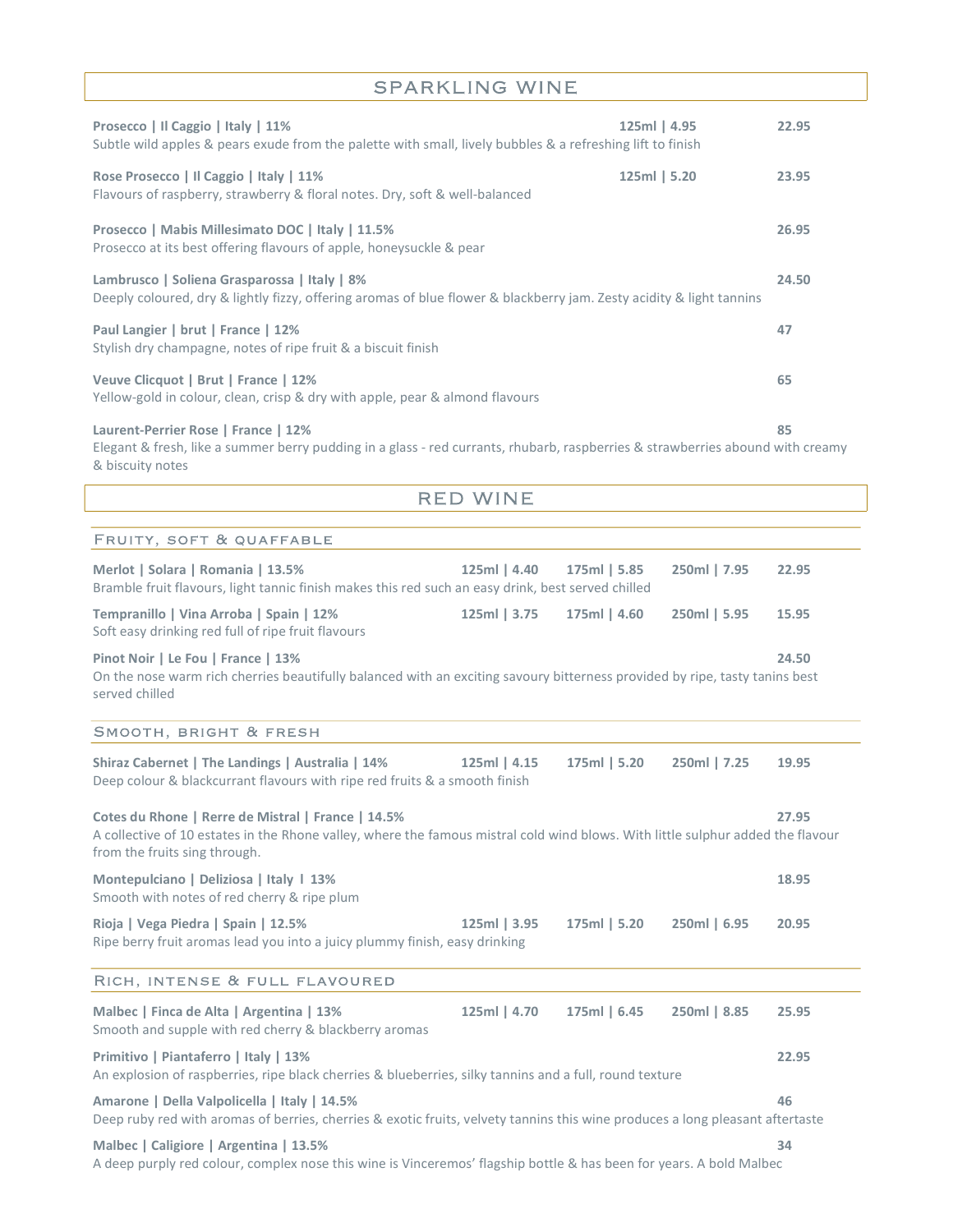## SPARKLING WINE

**Prosecco | Il Caggio | Italy | 11%** — **125ml | 4.95** — **22.95**
Subtle wild apples & pears exude from the palette with small, lively bubbles & a refreshing lift to finish

**Rose Prosecco | Il Caggio | Italy | 11%** — **125ml | 5.20** — **23.95**
Flavours of raspberry, strawberry & floral notes. Dry, soft & well-balanced

**Prosecco | Mabis Millesimato DOC | Italy | 11.5%** — **26.95**
Prosecco at its best offering flavours of apple, honeysuckle & pear

**Lambrusco | Soliena Grasparossa | Italy | 8%** — **24.50**
Deeply coloured, dry & lightly fizzy, offering aromas of blue flower & blackberry jam. Zesty acidity & light tannins

**Paul Langier | brut | France | 12%** — **47**
Stylish dry champagne, notes of ripe fruit & a biscuit finish

**Veuve Clicquot | Brut | France | 12%** — **65**
Yellow-gold in colour, clean, crisp & dry with apple, pear & almond flavours

**Laurent-Perrier Rose | France | 12%** — **85**
Elegant & fresh, like a summer berry pudding in a glass - red currants, rhubarb, raspberries & strawberries abound with creamy & biscuity notes

## RED WINE

### Fruity, soft & quaffable

**Merlot | Solara | Romania | 13.5%** — **125ml | 4.40** — **175ml | 5.85** — **250ml | 7.95** — **22.95**
Bramble fruit flavours, light tannic finish makes this red such an easy drink, best served chilled

**Tempranillo | Vina Arroba | Spain | 12%** — **125ml | 3.75** — **175ml | 4.60** — **250ml | 5.95** — **15.95**
Soft easy drinking red full of ripe fruit flavours

**Pinot Noir | Le Fou | France | 13%** — **24.50**
On the nose warm rich cherries beautifully balanced with an exciting savoury bitterness provided by ripe, tasty tanins best served chilled

### Smooth, bright & fresh

**Shiraz Cabernet | The Landings | Australia | 14%** — **125ml | 4.15** — **175ml | 5.20** — **250ml | 7.25** — **19.95**
Deep colour & blackcurrant flavours with ripe red fruits & a smooth finish

**Cotes du Rhone | Rerre de Mistral | France | 14.5%** — **27.95**
A collective of 10 estates in the Rhone valley, where the famous mistral cold wind blows. With little sulphur added the flavour from the fruits sing through.

**Montepulciano | Deliziosa | Italy l 13%** — **18.95**
Smooth with notes of red cherry & ripe plum

**Rioja | Vega Piedra | Spain | 12.5%** — **125ml | 3.95** — **175ml | 5.20** — **250ml | 6.95** — **20.95**
Ripe berry fruit aromas lead you into a juicy plummy finish, easy drinking

### Rich, intense & full flavoured

**Malbec | Finca de Alta | Argentina | 13%** — **125ml | 4.70** — **175ml | 6.45** — **250ml | 8.85** — **25.95**
Smooth and supple with red cherry & blackberry aromas

**Primitivo | Piantaferro | Italy | 13%** — **22.95**
An explosion of raspberries, ripe black cherries & blueberries, silky tannins and a full, round texture

**Amarone | Della Valpolicella | Italy | 14.5%** — **46**
Deep ruby red with aromas of berries, cherries & exotic fruits, velvety tannins this wine produces a long pleasant aftertaste

**Malbec | Caligiore | Argentina | 13.5%** — **34**
A deep purply red colour, complex nose this wine is Vinceremos' flagship bottle & has been for years. A bold Malbec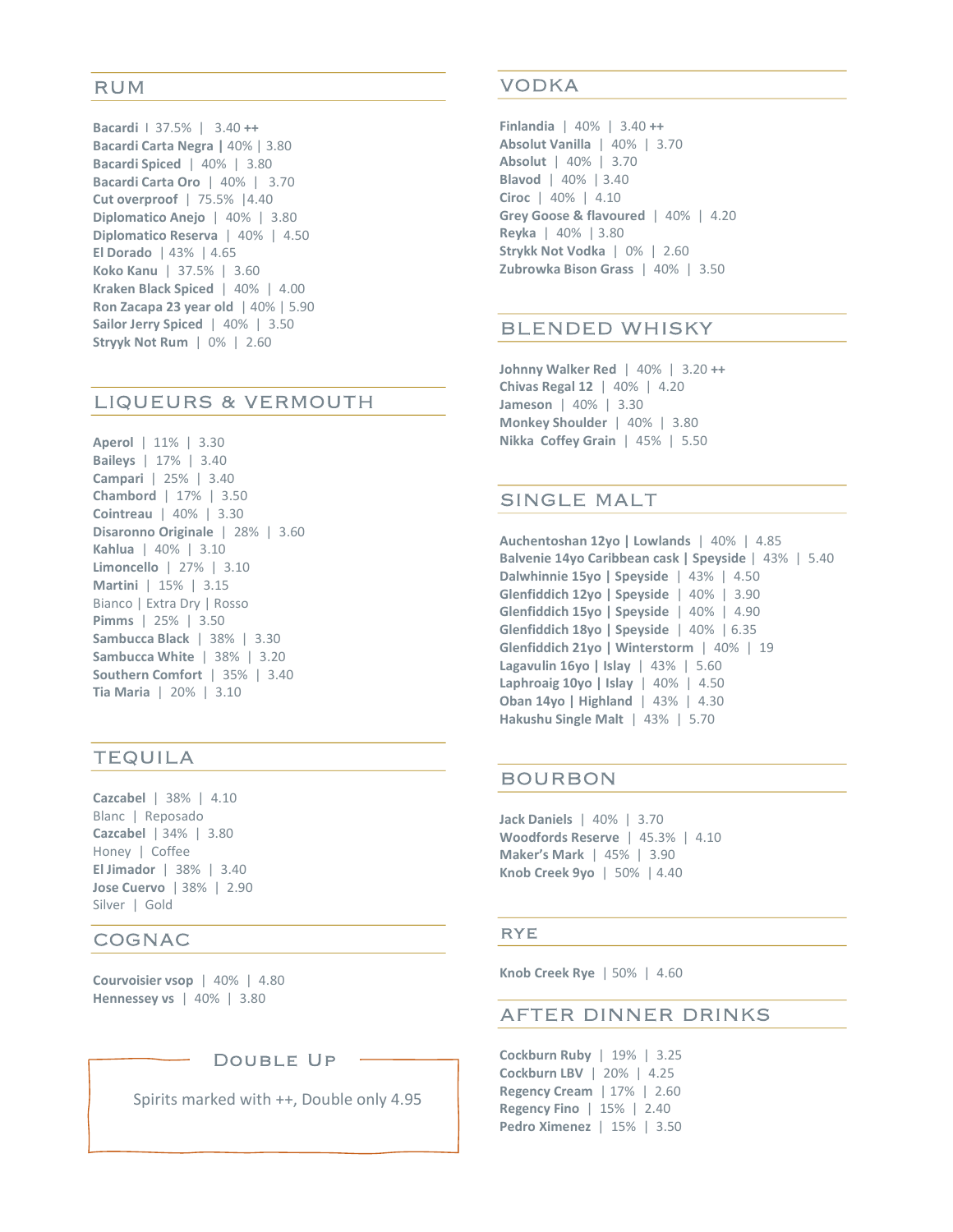## RUM

**Bacardi** | 37.5% | 3.40 ++
**Bacardi Carta Negra** | 40% | 3.80
**Bacardi Spiced** | 40% | 3.80
**Bacardi Carta Oro** | 40% | 3.70
**Cut overproof** | 75.5% | 4.40
**Diplomatico Anejo** | 40% | 3.80
**Diplomatico Reserva** | 40% | 4.50
**El Dorado** | 43% | 4.65
**Koko Kanu** | 37.5% | 3.60
**Kraken Black Spiced** | 40% | 4.00
**Ron Zacapa 23 year old** | 40% | 5.90
**Sailor Jerry Spiced** | 40% | 3.50
**Stryyk Not Rum** | 0% | 2.60

## LIQUEURS & VERMOUTH

**Aperol** | 11% | 3.30
**Baileys** | 17% | 3.40
**Campari** | 25% | 3.40
**Chambord** | 17% | 3.50
**Cointreau** | 40% | 3.30
**Disaronno Originale** | 28% | 3.60
**Kahlua** | 40% | 3.10
**Limoncello** | 27% | 3.10
**Martini** | 15% | 3.15
Bianco | Extra Dry | Rosso
**Pimms** | 25% | 3.50
**Sambucca Black** | 38% | 3.30
**Sambucca White** | 38% | 3.20
**Southern Comfort** | 35% | 3.40
**Tia Maria** | 20% | 3.10

## TEQUILA

**Cazcabel** | 38% | 4.10
Blanc | Reposado
**Cazcabel** | 34% | 3.80
Honey | Coffee
**El Jimador** | 38% | 3.40
**Jose Cuervo** | 38% | 2.90
Silver | Gold

## COGNAC

**Courvoisier vsop** | 40% | 4.80
**Hennessey vs** | 40% | 3.80

### Double Up

Spirits marked with ++, Double only 4.95

## VODKA

**Finlandia** | 40% | 3.40 ++
**Absolut Vanilla** | 40% | 3.70
**Absolut** | 40% | 3.70
**Blavod** | 40% | 3.40
**Ciroc** | 40% | 4.10
**Grey Goose & flavoured** | 40% | 4.20
**Reyka** | 40% | 3.80
**Strykk Not Vodka** | 0% | 2.60
**Zubrowka Bison Grass** | 40% | 3.50

## BLENDED WHISKY

**Johnny Walker Red** | 40% | 3.20 ++
**Chivas Regal 12** | 40% | 4.20
**Jameson** | 40% | 3.30
**Monkey Shoulder** | 40% | 3.80
**Nikka Coffey Grain** | 45% | 5.50

## SINGLE MALT

**Auchentoshan 12yo | Lowlands** | 40% | 4.85
**Balvenie 14yo Caribbean cask | Speyside** | 43% | 5.40
**Dalwhinnie 15yo | Speyside** | 43% | 4.50
**Glenfiddich 12yo | Speyside** | 40% | 3.90
**Glenfiddich 15yo | Speyside** | 40% | 4.90
**Glenfiddich 18yo | Speyside** | 40% | 6.35
**Glenfiddich 21yo | Winterstorm** | 40% | 19
**Lagavulin 16yo | Islay** | 43% | 5.60
**Laphroaig 10yo | Islay** | 40% | 4.50
**Oban 14yo | Highland** | 43% | 4.30
**Hakushu Single Malt** | 43% | 5.70

## BOURBON

**Jack Daniels** | 40% | 3.70
**Woodfords Reserve** | 45.3% | 4.10
**Maker's Mark** | 45% | 3.90
**Knob Creek 9yo** | 50% | 4.40

## RYE

**Knob Creek Rye** | 50% | 4.60

## AFTER DINNER DRINKS

**Cockburn Ruby** | 19% | 3.25
**Cockburn LBV** | 20% | 4.25
**Regency Cream** | 17% | 2.60
**Regency Fino** | 15% | 2.40
**Pedro Ximenez** | 15% | 3.50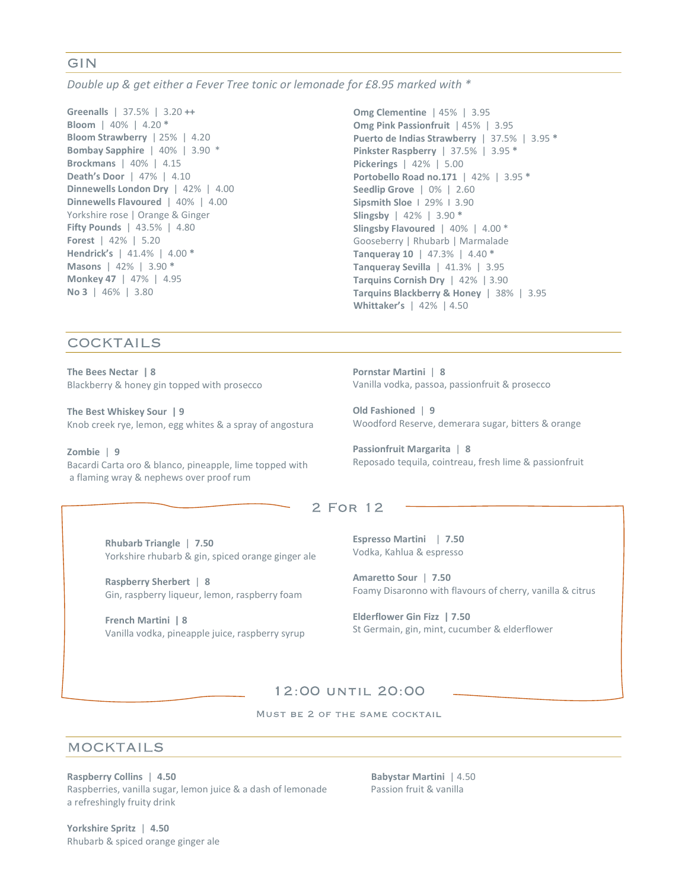## GIN

*Double up & get either a Fever Tree tonic or lemonade for £8.95 marked with **

**Greenalls** | 37.5% | 3.20 **++**
**Bloom** | 40% | 4.20 *
**Bloom Strawberry** | 25% | 4.20
**Bombay Sapphire** | 40% | 3.90 *
**Brockmans** | 40% | 4.15
**Death's Door** | 47% | 4.10
**Dinnewells London Dry** | 42% | 4.00
**Dinnewells Flavoured** | 40% | 4.00
Yorkshire rose | Orange & Ginger
**Fifty Pounds** | 43.5% | 4.80
**Forest** | 42% | 5.20
**Hendrick's** | 41.4% | 4.00 *
**Masons** | 42% | 3.90 *
**Monkey 47** | 47% | 4.95
**No 3** | 46% | 3.80

**Omg Clementine** | 45% | 3.95
**Omg Pink Passionfruit** | 45% | 3.95
**Puerto de Indias Strawberry** | 37.5% | 3.95 *
**Pinkster Raspberry** | 37.5% | 3.95 *
**Pickerings** | 42% | 5.00
**Portobello Road no.171** | 42% | 3.95 *
**Seedlip Grove** | 0% | 2.60
**Sipsmith Sloe** I 29% I 3.90
**Slingsby** | 42% | 3.90 *
**Slingsby Flavoured** | 40% | 4.00 *
Gooseberry | Rhubarb | Marmalade
**Tanqueray 10** | 47.3% | 4.40 *
**Tanqueray Sevilla** | 41.3% | 3.95
**Tarquins Cornish Dry** | 42% | 3.90
**Tarquins Blackberry & Honey** | 38% | 3.95
**Whittaker's** | 42% | 4.50

## COCKTAILS

**The Bees Nectar | 8**
Blackberry & honey gin topped with prosecco

**The Best Whiskey Sour | 9**
Knob creek rye, lemon, egg whites & a spray of angostura

**Zombie | 9**
Bacardi Carta oro & blanco, pineapple, lime topped with a flaming wray & nephews over proof rum

**Pornstar Martini | 8**
Vanilla vodka, passoa, passionfruit & prosecco

**Old Fashioned | 9**
Woodford Reserve, demerara sugar, bitters & orange

**Passionfruit Margarita | 8**
Reposado tequila, cointreau, fresh lime & passionfruit

## 2 For 12

**Rhubarb Triangle | 7.50**
Yorkshire rhubarb & gin, spiced orange ginger ale

**Raspberry Sherbert | 8**
Gin, raspberry liqueur, lemon, raspberry foam

**French Martini | 8**
Vanilla vodka, pineapple juice, raspberry syrup

**Espresso Martini | 7.50**
Vodka, Kahlua & espresso

**Amaretto Sour | 7.50**
Foamy Disaronno with flavours of cherry, vanilla & citrus

**Elderflower Gin Fizz | 7.50**
St Germain, gin, mint, cucumber & elderflower

12:00 until 20:00

Must be 2 of the same cocktail

## MOCKTAILS

**Raspberry Collins | 4.50**
Raspberries, vanilla sugar, lemon juice & a dash of lemonade
a refreshingly fruity drink

**Yorkshire Spritz | 4.50**
Rhubarb & spiced orange ginger ale

**Babystar Martini** | 4.50
Passion fruit & vanilla